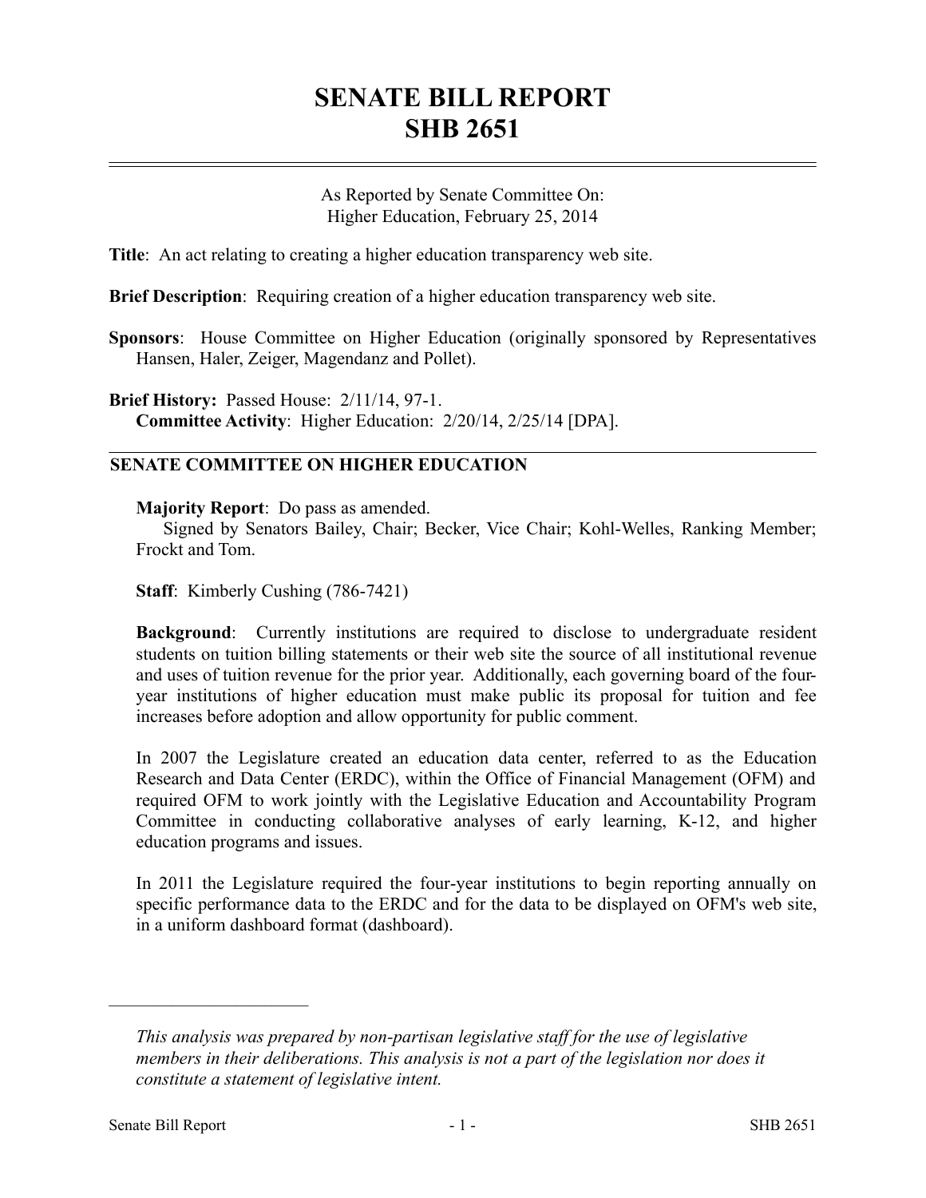# SENATE BILL REPORT
# SHB 2651

As Reported by Senate Committee On:
Higher Education, February 25, 2014

**Title**: An act relating to creating a higher education transparency web site.

**Brief Description**: Requiring creation of a higher education transparency web site.

**Sponsors**: House Committee on Higher Education (originally sponsored by Representatives Hansen, Haler, Zeiger, Magendanz and Pollet).

**Brief History:** Passed House: 2/11/14, 97-1.
**Committee Activity**: Higher Education: 2/20/14, 2/25/14 [DPA].

## SENATE COMMITTEE ON HIGHER EDUCATION

**Majority Report**: Do pass as amended.
Signed by Senators Bailey, Chair; Becker, Vice Chair; Kohl-Welles, Ranking Member; Frockt and Tom.

**Staff**: Kimberly Cushing (786-7421)

**Background**: Currently institutions are required to disclose to undergraduate resident students on tuition billing statements or their web site the source of all institutional revenue and uses of tuition revenue for the prior year. Additionally, each governing board of the four-year institutions of higher education must make public its proposal for tuition and fee increases before adoption and allow opportunity for public comment.

In 2007 the Legislature created an education data center, referred to as the Education Research and Data Center (ERDC), within the Office of Financial Management (OFM) and required OFM to work jointly with the Legislative Education and Accountability Program Committee in conducting collaborative analyses of early learning, K-12, and higher education programs and issues.

In 2011 the Legislature required the four-year institutions to begin reporting annually on specific performance data to the ERDC and for the data to be displayed on OFM's web site, in a uniform dashboard format (dashboard).

---

*This analysis was prepared by non-partisan legislative staff for the use of legislative members in their deliberations. This analysis is not a part of the legislation nor does it constitute a statement of legislative intent.*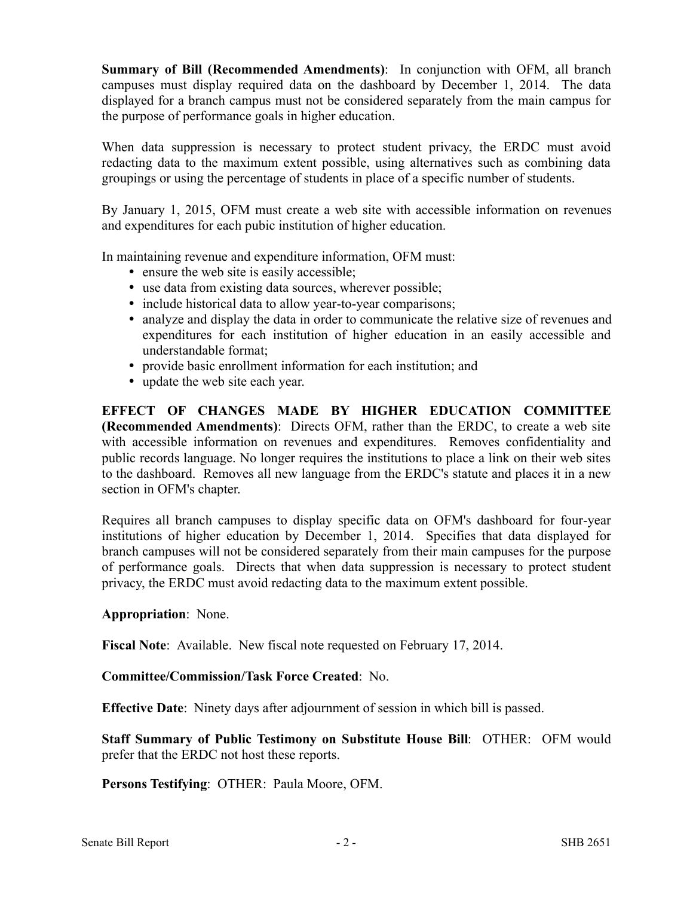**Summary of Bill (Recommended Amendments)**: In conjunction with OFM, all branch campuses must display required data on the dashboard by December 1, 2014. The data displayed for a branch campus must not be considered separately from the main campus for the purpose of performance goals in higher education.

When data suppression is necessary to protect student privacy, the ERDC must avoid redacting data to the maximum extent possible, using alternatives such as combining data groupings or using the percentage of students in place of a specific number of students.

By January 1, 2015, OFM must create a web site with accessible information on revenues and expenditures for each pubic institution of higher education.

In maintaining revenue and expenditure information, OFM must:

- ensure the web site is easily accessible;
- use data from existing data sources, wherever possible;
- include historical data to allow year-to-year comparisons;
- analyze and display the data in order to communicate the relative size of revenues and expenditures for each institution of higher education in an easily accessible and understandable format;
- provide basic enrollment information for each institution; and
- update the web site each year.

**EFFECT OF CHANGES MADE BY HIGHER EDUCATION COMMITTEE (Recommended Amendments)**: Directs OFM, rather than the ERDC, to create a web site with accessible information on revenues and expenditures. Removes confidentiality and public records language. No longer requires the institutions to place a link on their web sites to the dashboard. Removes all new language from the ERDC's statute and places it in a new section in OFM's chapter.

Requires all branch campuses to display specific data on OFM's dashboard for four-year institutions of higher education by December 1, 2014. Specifies that data displayed for branch campuses will not be considered separately from their main campuses for the purpose of performance goals. Directs that when data suppression is necessary to protect student privacy, the ERDC must avoid redacting data to the maximum extent possible.

**Appropriation**: None.

**Fiscal Note**: Available. New fiscal note requested on February 17, 2014.

**Committee/Commission/Task Force Created**: No.

**Effective Date**: Ninety days after adjournment of session in which bill is passed.

**Staff Summary of Public Testimony on Substitute House Bill**: OTHER: OFM would prefer that the ERDC not host these reports.

**Persons Testifying**: OTHER: Paula Moore, OFM.